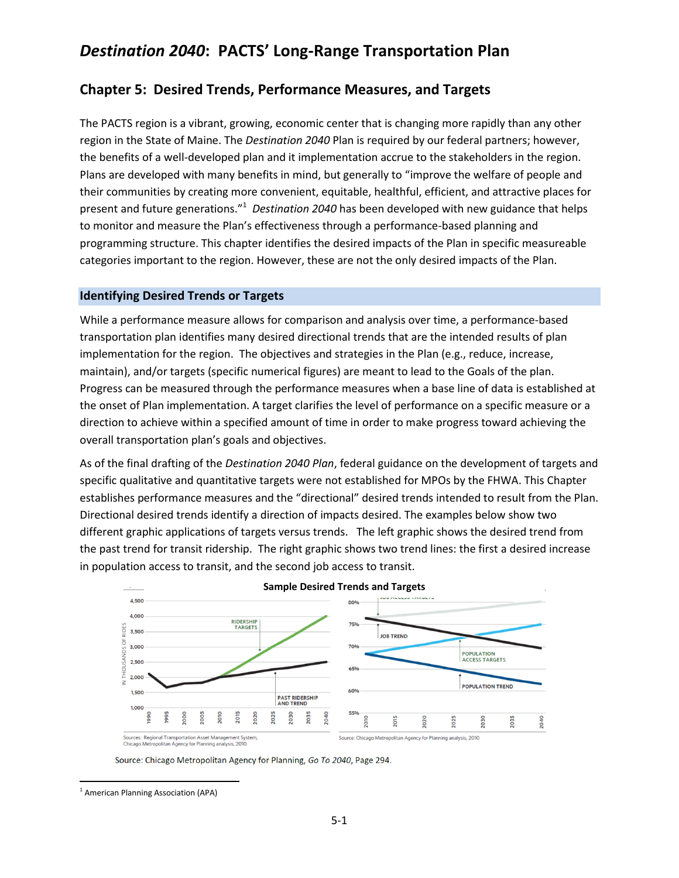# *Destination 2040*: PACTS' Long-Range Transportation Plan

## Chapter 5: Desired Trends, Performance Measures, and Targets

The PACTS region is a vibrant, growing, economic center that is changing more rapidly than any other region in the State of Maine. The *Destination 2040* Plan is required by our federal partners; however, the benefits of a well-developed plan and it implementation accrue to the stakeholders in the region. Plans are developed with many benefits in mind, but generally to "improve the welfare of people and their communities by creating more convenient, equitable, healthful, efficient, and attractive places for present and future generations."[1] *Destination 2040* has been developed with new guidance that helps to monitor and measure the Plan's effectiveness through a performance-based planning and programming structure. This chapter identifies the desired impacts of the Plan in specific measureable categories important to the region. However, these are not the only desired impacts of the Plan.

### Identifying Desired Trends or Targets

While a performance measure allows for comparison and analysis over time, a performance-based transportation plan identifies many desired directional trends that are the intended results of plan implementation for the region. The objectives and strategies in the Plan (e.g., reduce, increase, maintain), and/or targets (specific numerical figures) are meant to lead to the Goals of the plan. Progress can be measured through the performance measures when a base line of data is established at the onset of Plan implementation. A target clarifies the level of performance on a specific measure or a direction to achieve within a specified amount of time in order to make progress toward achieving the overall transportation plan's goals and objectives.

As of the final drafting of the *Destination 2040 Plan*, federal guidance on the development of targets and specific qualitative and quantitative targets were not established for MPOs by the FHWA. This Chapter establishes performance measures and the "directional" desired trends intended to result from the Plan. Directional desired trends identify a direction of impacts desired. The examples below show two different graphic applications of targets versus trends. The left graphic shows the desired trend from the past trend for transit ridership. The right graphic shows two trend lines: the first a desired increase in population access to transit, and the second job access to transit.

**Sample Desired Trends and Targets**

Sources: Regional Transportation Asset Management System, Chicago Metropolitan Agency for Planning analysis, 2010

Source: Chicago Metropolitan Agency for Planning analysis, 2010

Source: Chicago Metropolitan Agency for Planning, *Go To 2040*, Page 294.

[1] American Planning Association (APA)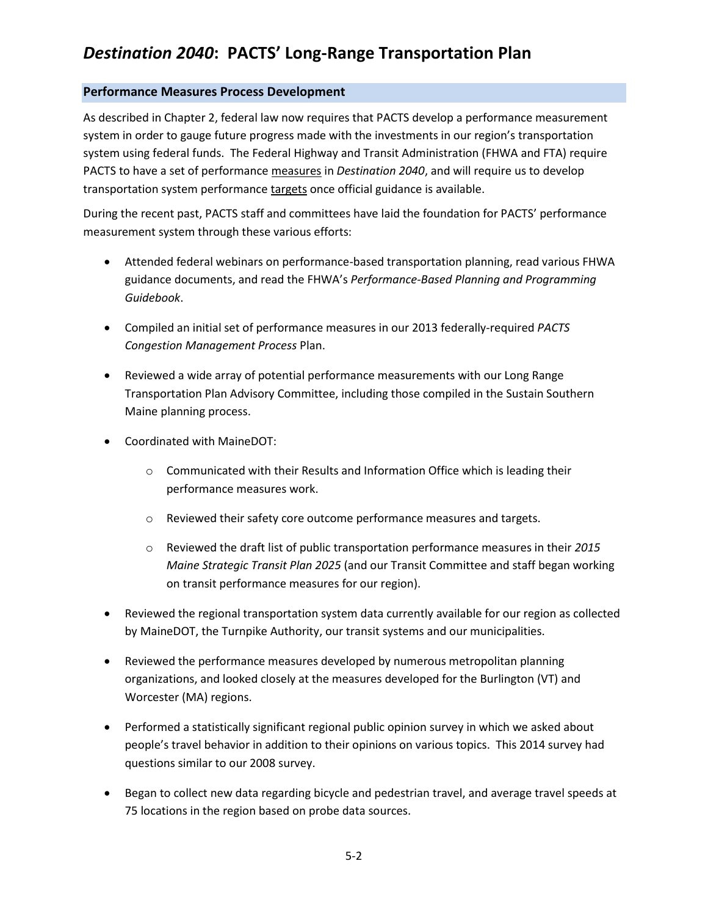## Performance Measures Process Development

As described in Chapter 2, federal law now requires that PACTS develop a performance measurement system in order to gauge future progress made with the investments in our region's transportation system using federal funds. The Federal Highway and Transit Administration (FHWA and FTA) require PACTS to have a set of performance measures in *Destination 2040*, and will require us to develop transportation system performance targets once official guidance is available.

During the recent past, PACTS staff and committees have laid the foundation for PACTS' performance measurement system through these various efforts:

- Attended federal webinars on performance-based transportation planning, read various FHWA guidance documents, and read the FHWA's *Performance-Based Planning and Programming Guidebook*.
- Compiled an initial set of performance measures in our 2013 federally-required *PACTS Congestion Management Process* Plan.
- Reviewed a wide array of potential performance measurements with our Long Range Transportation Plan Advisory Committee, including those compiled in the Sustain Southern Maine planning process.
- Coordinated with MaineDOT:
  - Communicated with their Results and Information Office which is leading their performance measures work.
  - Reviewed their safety core outcome performance measures and targets.
  - Reviewed the draft list of public transportation performance measures in their *2015 Maine Strategic Transit Plan 2025* (and our Transit Committee and staff began working on transit performance measures for our region).
- Reviewed the regional transportation system data currently available for our region as collected by MaineDOT, the Turnpike Authority, our transit systems and our municipalities.
- Reviewed the performance measures developed by numerous metropolitan planning organizations, and looked closely at the measures developed for the Burlington (VT) and Worcester (MA) regions.
- Performed a statistically significant regional public opinion survey in which we asked about people's travel behavior in addition to their opinions on various topics. This 2014 survey had questions similar to our 2008 survey.
- Began to collect new data regarding bicycle and pedestrian travel, and average travel speeds at 75 locations in the region based on probe data sources.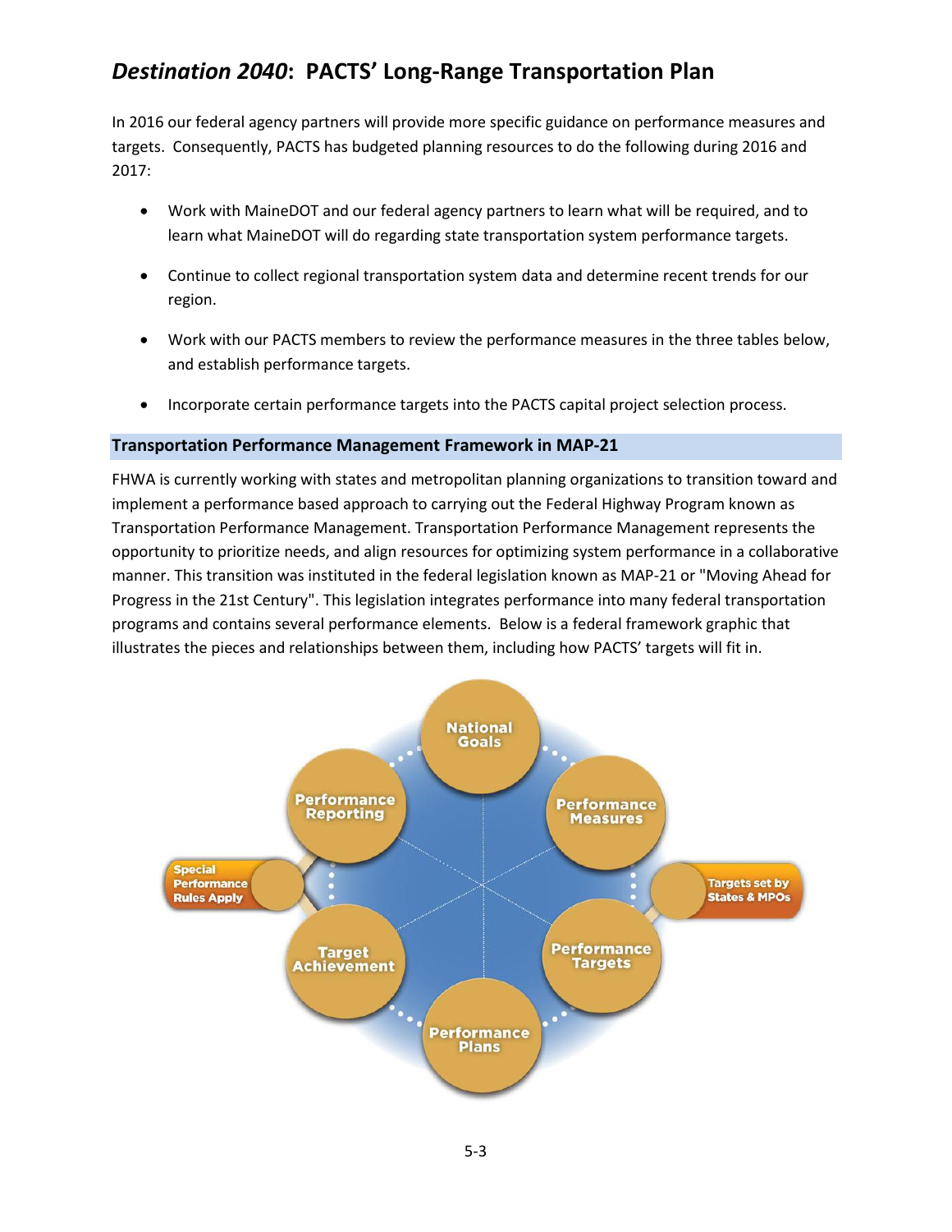# *Destination 2040*: PACTS' Long-Range Transportation Plan

In 2016 our federal agency partners will provide more specific guidance on performance measures and targets. Consequently, PACTS has budgeted planning resources to do the following during 2016 and 2017:

- Work with MaineDOT and our federal agency partners to learn what will be required, and to learn what MaineDOT will do regarding state transportation system performance targets.
- Continue to collect regional transportation system data and determine recent trends for our region.
- Work with our PACTS members to review the performance measures in the three tables below, and establish performance targets.
- Incorporate certain performance targets into the PACTS capital project selection process.

## Transportation Performance Management Framework in MAP-21

FHWA is currently working with states and metropolitan planning organizations to transition toward and implement a performance based approach to carrying out the Federal Highway Program known as Transportation Performance Management. Transportation Performance Management represents the opportunity to prioritize needs, and align resources for optimizing system performance in a collaborative manner. This transition was instituted in the federal legislation known as MAP-21 or "Moving Ahead for Progress in the 21st Century". This legislation integrates performance into many federal transportation programs and contains several performance elements. Below is a federal framework graphic that illustrates the pieces and relationships between them, including how PACTS' targets will fit in.

National Goals → Performance Measures → Performance Targets → Performance Plans → Target Achievement → Performance Reporting

Targets set by States & MPOs

Special Performance Rules Apply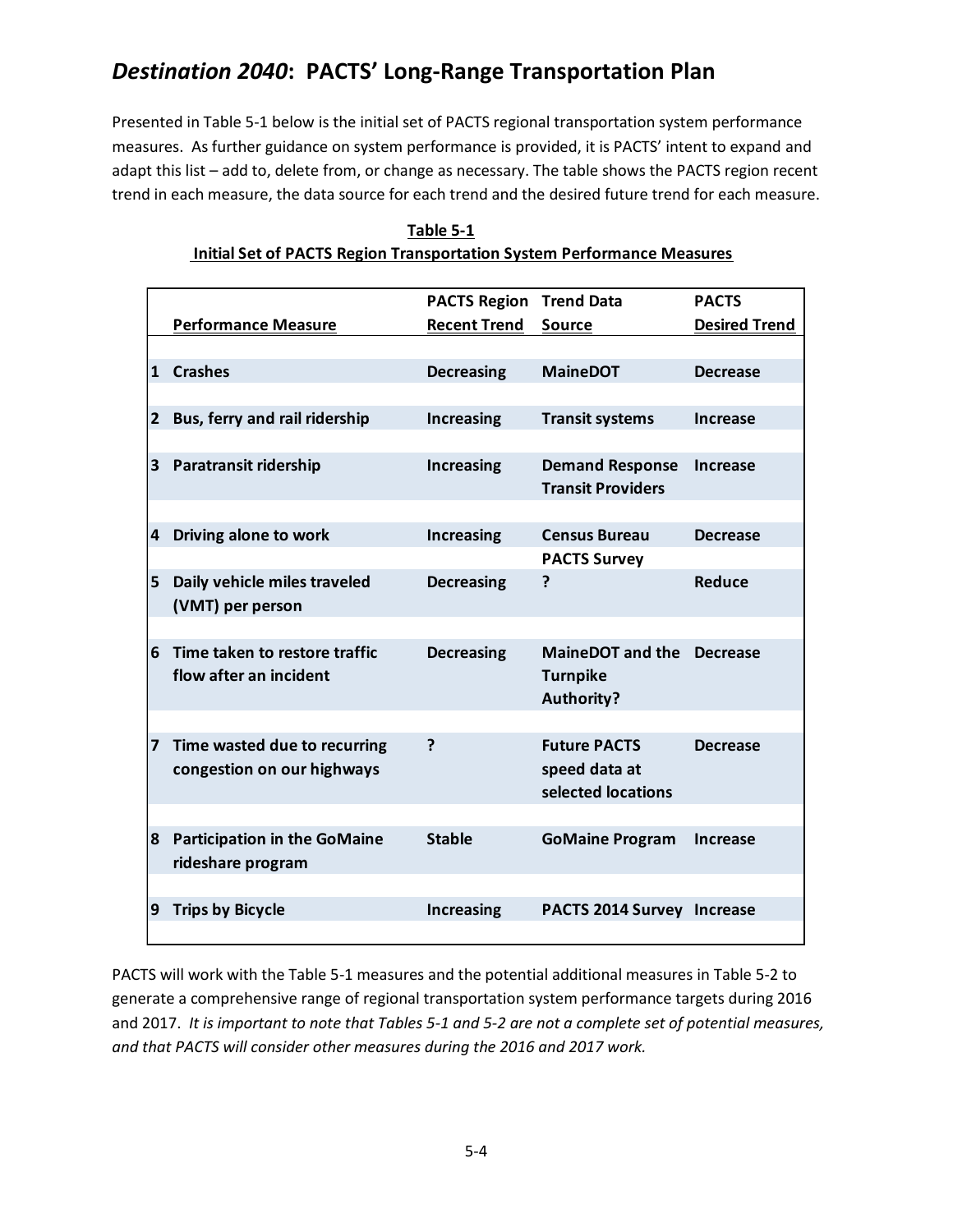Presented in Table 5-1 below is the initial set of PACTS regional transportation system performance measures. As further guidance on system performance is provided, it is PACTS' intent to expand and adapt this list – add to, delete from, or change as necessary. The table shows the PACTS region recent trend in each measure, the data source for each trend and the desired future trend for each measure.

**Table 5-1**
**Initial Set of PACTS Region Transportation System Performance Measures**

| | Performance Measure | PACTS Region Recent Trend | Trend Data Source | PACTS Desired Trend |
|---|---|---|---|---|
| 1 | **Crashes** | **Decreasing** | **MaineDOT** | **Decrease** |
| 2 | **Bus, ferry and rail ridership** | **Increasing** | **Transit systems** | **Increase** |
| 3 | **Paratransit ridership** | **Increasing** | **Demand Response Transit Providers** | **Increase** |
| 4 | **Driving alone to work** | **Increasing** | **Census Bureau** | **Decrease** |
| 5 | **Daily vehicle miles traveled (VMT) per person** | **Decreasing** | **PACTS Survey ?** | **Reduce** |
| 6 | **Time taken to restore traffic flow after an incident** | **Decreasing** | **MaineDOT and the Turnpike Authority?** | **Decrease** |
| 7 | **Time wasted due to recurring congestion on our highways** | **?** | **Future PACTS speed data at selected locations** | **Decrease** |
| 8 | **Participation in the GoMaine rideshare program** | **Stable** | **GoMaine Program** | **Increase** |
| 9 | **Trips by Bicycle** | **Increasing** | **PACTS 2014 Survey** | **Increase** |

PACTS will work with the Table 5-1 measures and the potential additional measures in Table 5-2 to generate a comprehensive range of regional transportation system performance targets during 2016 and 2017. *It is important to note that Tables 5-1 and 5-2 are not a complete set of potential measures, and that PACTS will consider other measures during the 2016 and 2017 work.*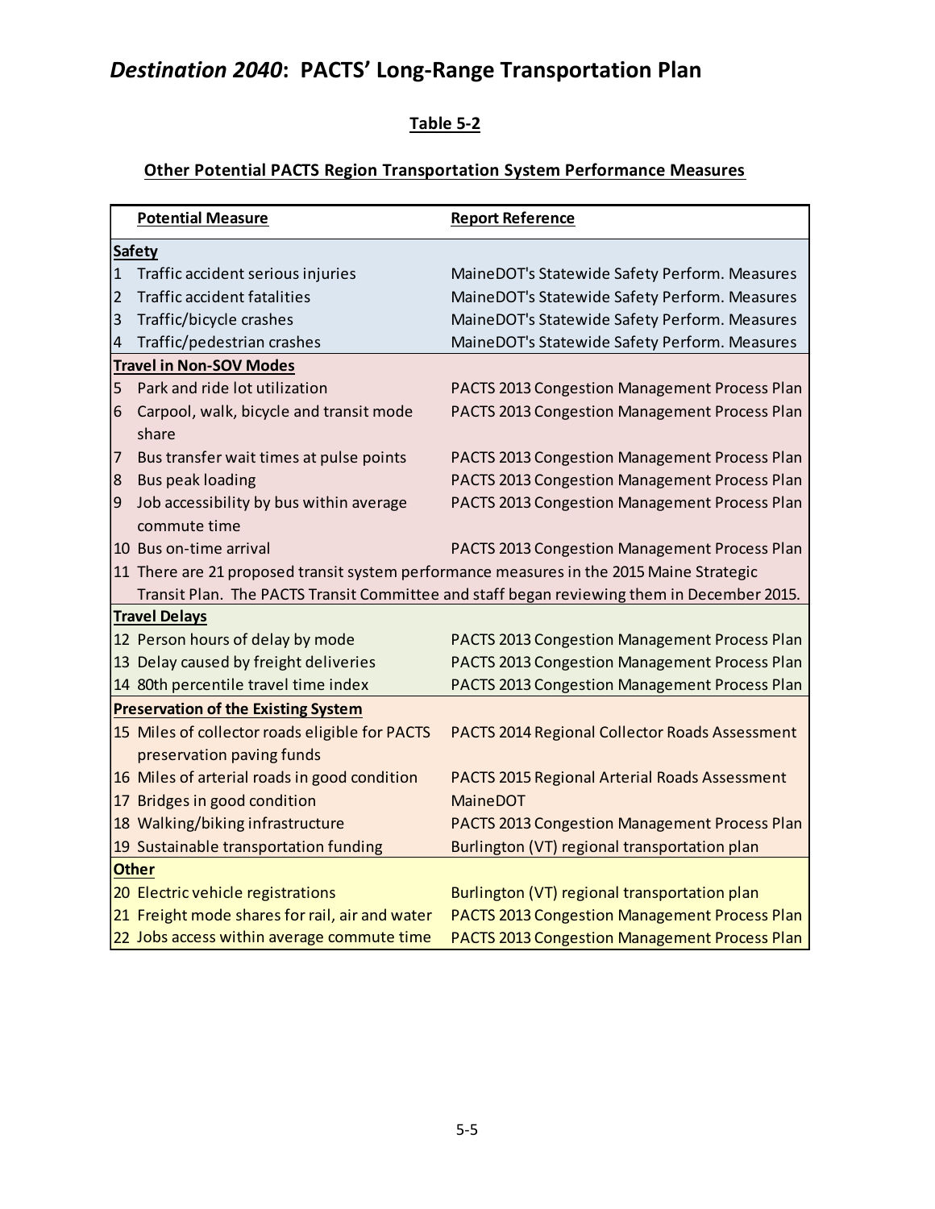# *Destination 2040*: PACTS' Long-Range Transportation Plan

## Table 5-2

### Other Potential PACTS Region Transportation System Performance Measures

| | Potential Measure | Report Reference |
|---|---|---|
| **Safety** | | |
| 1 | Traffic accident serious injuries | MaineDOT's Statewide Safety Perform. Measures |
| 2 | Traffic accident fatalities | MaineDOT's Statewide Safety Perform. Measures |
| 3 | Traffic/bicycle crashes | MaineDOT's Statewide Safety Perform. Measures |
| 4 | Traffic/pedestrian crashes | MaineDOT's Statewide Safety Perform. Measures |
| **Travel in Non-SOV Modes** | | |
| 5 | Park and ride lot utilization | PACTS 2013 Congestion Management Process Plan |
| 6 | Carpool, walk, bicycle and transit mode share | PACTS 2013 Congestion Management Process Plan |
| 7 | Bus transfer wait times at pulse points | PACTS 2013 Congestion Management Process Plan |
| 8 | Bus peak loading | PACTS 2013 Congestion Management Process Plan |
| 9 | Job accessibility by bus within average commute time | PACTS 2013 Congestion Management Process Plan |
| 10 | Bus on-time arrival | PACTS 2013 Congestion Management Process Plan |
| 11 | There are 21 proposed transit system performance measures in the 2015 Maine Strategic Transit Plan. The PACTS Transit Committee and staff began reviewing them in December 2015. | |
| **Travel Delays** | | |
| 12 | Person hours of delay by mode | PACTS 2013 Congestion Management Process Plan |
| 13 | Delay caused by freight deliveries | PACTS 2013 Congestion Management Process Plan |
| 14 | 80th percentile travel time index | PACTS 2013 Congestion Management Process Plan |
| **Preservation of the Existing System** | | |
| 15 | Miles of collector roads eligible for PACTS preservation paving funds | PACTS 2014 Regional Collector Roads Assessment |
| 16 | Miles of arterial roads in good condition | PACTS 2015 Regional Arterial Roads Assessment |
| 17 | Bridges in good condition | MaineDOT |
| 18 | Walking/biking infrastructure | PACTS 2013 Congestion Management Process Plan |
| 19 | Sustainable transportation funding | Burlington (VT) regional transportation plan |
| **Other** | | |
| 20 | Electric vehicle registrations | Burlington (VT) regional transportation plan |
| 21 | Freight mode shares for rail, air and water | PACTS 2013 Congestion Management Process Plan |
| 22 | Jobs access within average commute time | PACTS 2013 Congestion Management Process Plan |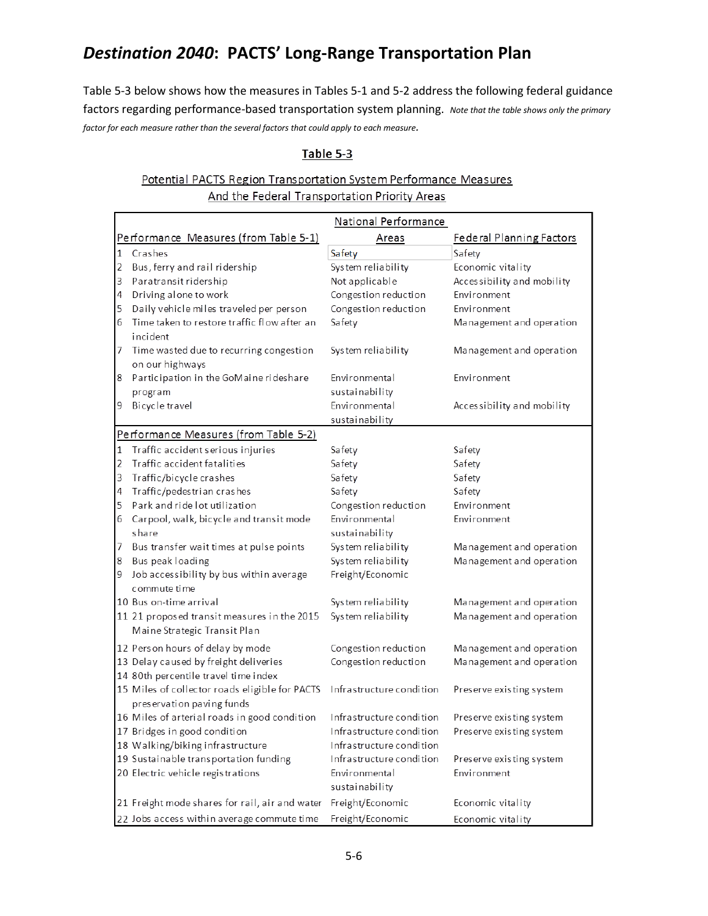# *Destination 2040*: PACTS' Long-Range Transportation Plan

Table 5-3 below shows how the measures in Tables 5-1 and 5-2 address the following federal guidance factors regarding performance-based transportation system planning. *Note that the table shows only the primary factor for each measure rather than the several factors that could apply to each measure.*

**Table 5-3**

Potential PACTS Region Transportation System Performance Measures
And the Federal Transportation Priority Areas

| Performance Measures (from Table 5-1) | National Performance Areas | Federal Planning Factors |
|---|---|---|
| 1 Crashes | Safety | Safety |
| 2 Bus, ferry and rail ridership | System reliability | Economic vitality |
| 3 Paratransit ridership | Not applicable | Accessibility and mobility |
| 4 Driving alone to work | Congestion reduction | Environment |
| 5 Daily vehicle miles traveled per person | Congestion reduction | Environment |
| 6 Time taken to restore traffic flow after an incident | Safety | Management and operation |
| 7 Time wasted due to recurring congestion on our highways | System reliability | Management and operation |
| 8 Participation in the GoMaine rideshare program | Environmental sustainability | Environment |
| 9 Bicycle travel | Environmental sustainability | Accessibility and mobility |
| **Performance Measures (from Table 5-2)** | | |
| 1 Traffic accident serious injuries | Safety | Safety |
| 2 Traffic accident fatalities | Safety | Safety |
| 3 Traffic/bicycle crashes | Safety | Safety |
| 4 Traffic/pedestrian crashes | Safety | Safety |
| 5 Park and ride lot utilization | Congestion reduction | Environment |
| 6 Carpool, walk, bicycle and transit mode share | Environmental sustainability | Environment |
| 7 Bus transfer wait times at pulse points | System reliability | Management and operation |
| 8 Bus peak loading | System reliability | Management and operation |
| 9 Job accessibility by bus within average commute time | Freight/Economic | |
| 10 Bus on-time arrival | System reliability | Management and operation |
| 11 21 proposed transit measures in the 2015 Maine Strategic Transit Plan | System reliability | Management and operation |
| 12 Person hours of delay by mode | Congestion reduction | Management and operation |
| 13 Delay caused by freight deliveries | Congestion reduction | Management and operation |
| 14 80th percentile travel time index | | |
| 15 Miles of collector roads eligible for PACTS preservation paving funds | Infrastructure condition | Preserve existing system |
| 16 Miles of arterial roads in good condition | Infrastructure condition | Preserve existing system |
| 17 Bridges in good condition | Infrastructure condition | Preserve existing system |
| 18 Walking/biking infrastructure | Infrastructure condition | |
| 19 Sustainable transportation funding | Infrastructure condition | Preserve existing system |
| 20 Electric vehicle registrations | Environmental sustainability | Environment |
| 21 Freight mode shares for rail, air and water | Freight/Economic | Economic vitality |
| 22 Jobs access within average commute time | Freight/Economic | Economic vitality |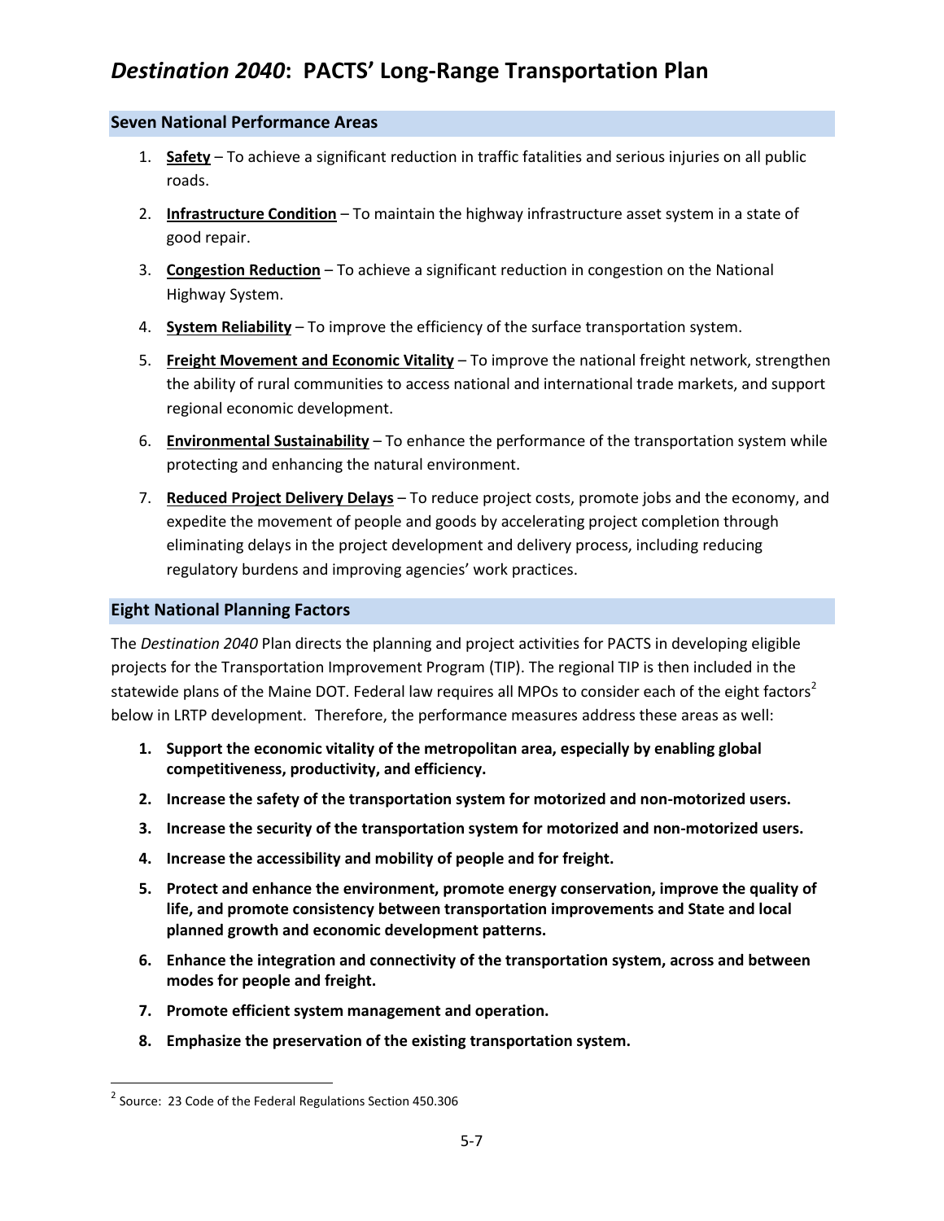## Seven National Performance Areas

1. **Safety** – To achieve a significant reduction in traffic fatalities and serious injuries on all public roads.
2. **Infrastructure Condition** – To maintain the highway infrastructure asset system in a state of good repair.
3. **Congestion Reduction** – To achieve a significant reduction in congestion on the National Highway System.
4. **System Reliability** – To improve the efficiency of the surface transportation system.
5. **Freight Movement and Economic Vitality** – To improve the national freight network, strengthen the ability of rural communities to access national and international trade markets, and support regional economic development.
6. **Environmental Sustainability** – To enhance the performance of the transportation system while protecting and enhancing the natural environment.
7. **Reduced Project Delivery Delays** – To reduce project costs, promote jobs and the economy, and expedite the movement of people and goods by accelerating project completion through eliminating delays in the project development and delivery process, including reducing regulatory burdens and improving agencies' work practices.

## Eight National Planning Factors

The *Destination 2040* Plan directs the planning and project activities for PACTS in developing eligible projects for the Transportation Improvement Program (TIP). The regional TIP is then included in the statewide plans of the Maine DOT. Federal law requires all MPOs to consider each of the eight factors[2] below in LRTP development. Therefore, the performance measures address these areas as well:

1. **Support the economic vitality of the metropolitan area, especially by enabling global competitiveness, productivity, and efficiency.**
2. **Increase the safety of the transportation system for motorized and non-motorized users.**
3. **Increase the security of the transportation system for motorized and non-motorized users.**
4. **Increase the accessibility and mobility of people and for freight.**
5. **Protect and enhance the environment, promote energy conservation, improve the quality of life, and promote consistency between transportation improvements and State and local planned growth and economic development patterns.**
6. **Enhance the integration and connectivity of the transportation system, across and between modes for people and freight.**
7. **Promote efficient system management and operation.**
8. **Emphasize the preservation of the existing transportation system.**

[2] Source: 23 Code of the Federal Regulations Section 450.306